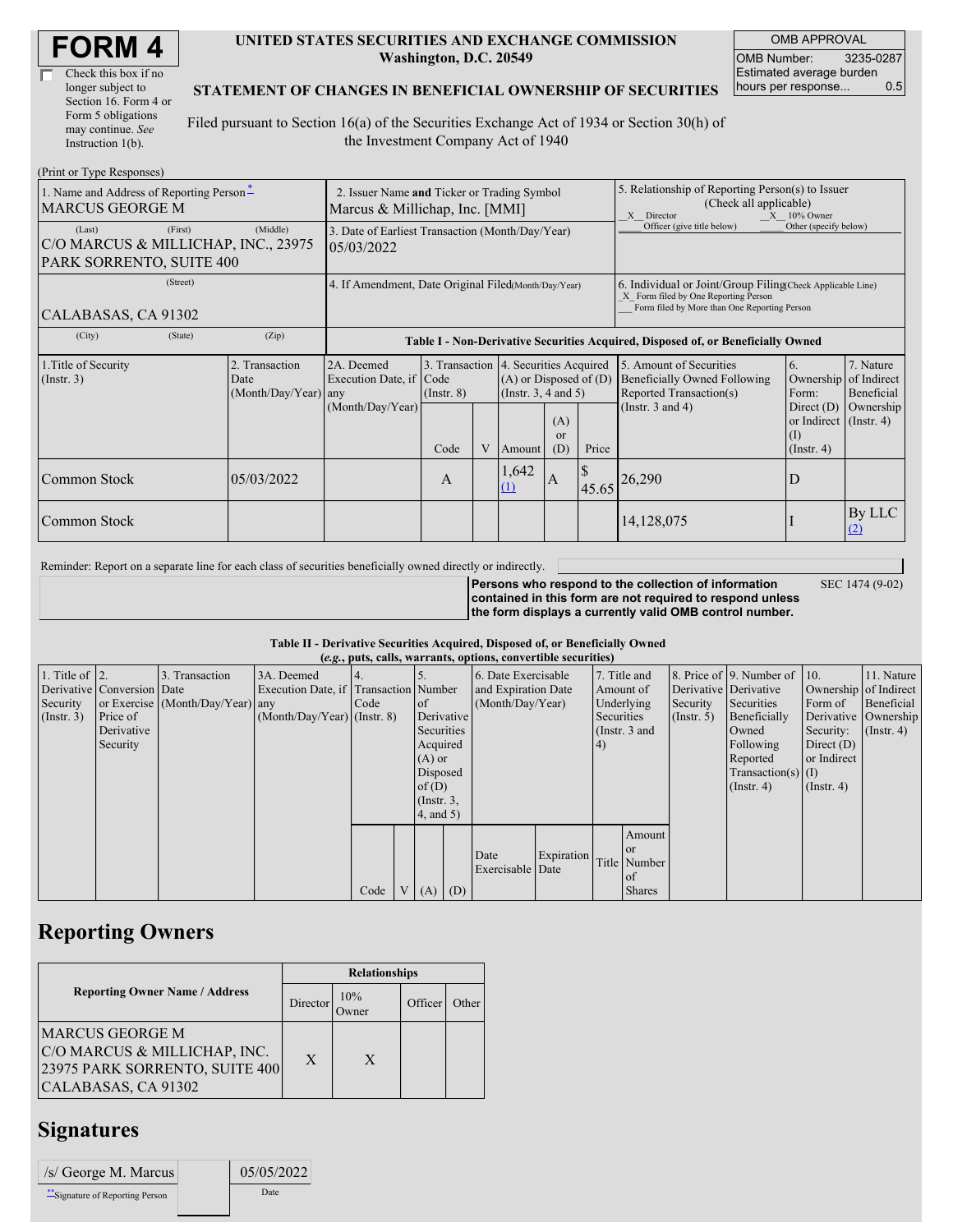# FORM 4

☐ Check this box if no longer subject to Section 16. Form 4 or Form 5 obligations may continue. *See* Instruction 1(b).

**UNITED STATES SECURITIES AND EXCHANGE COMMISSION**
**Washington, D.C. 20549**

**STATEMENT OF CHANGES IN BENEFICIAL OWNERSHIP OF SECURITIES**

Filed pursuant to Section 16(a) of the Securities Exchange Act of 1934 or Section 30(h) of the Investment Company Act of 1940

| OMB APPROVAL | |
|---|---|
| OMB Number: | 3235-0287 |
| Estimated average burden hours per response... | 0.5 |

(Print or Type Responses)

| 1. Name and Address of Reporting Person* | 2. Issuer Name and Ticker or Trading Symbol | 5. Relationship of Reporting Person(s) to Issuer (Check all applicable) |
|---|---|---|
| MARCUS GEORGE M | Marcus & Millichap, Inc. [MMI] | X Director X 10% Owner ___ Officer (give title below) ___ Other (specify below) |
| (Last) (First) (Middle) C/O MARCUS & MILLICHAP, INC., 23975 PARK SORRENTO, SUITE 400 | 3. Date of Earliest Transaction (Month/Day/Year) 05/03/2022 | |
| (Street) CALABASAS, CA 91302 | 4. If Amendment, Date Original Filed(Month/Day/Year) | 6. Individual or Joint/Group Filing(Check Applicable Line) X Form filed by One Reporting Person ___ Form filed by More than One Reporting Person |
| (City) (State) (Zip) | | |

**Table I - Non-Derivative Securities Acquired, Disposed of, or Beneficially Owned**

| 1.Title of Security (Instr. 3) | 2. Transaction Date (Month/Day/Year) | 2A. Deemed Execution Date, if any (Month/Day/Year) | 3. Transaction Code (Instr. 8) | | 4. Securities Acquired (A) or Disposed of (D) (Instr. 3, 4 and 5) | | | 5. Amount of Securities Beneficially Owned Following Reported Transaction(s) (Instr. 3 and 4) | 6. Ownership Form: Direct (D) or Indirect (I) (Instr. 4) | 7. Nature of Indirect Beneficial Ownership (Instr. 4) |
|---|---|---|---|---|---|---|---|---|---|---|
| | | | Code | V | Amount | (A) or (D) | Price | | | |
| Common Stock | 05/03/2022 | | A | | 1,642 (1) | A | $ 45.65 | 26,290 | D | |
| Common Stock | | | | | | | | 14,128,075 | I | By LLC (2) |

Reminder: Report on a separate line for each class of securities beneficially owned directly or indirectly.

**Persons who respond to the collection of information contained in this form are not required to respond unless the form displays a currently valid OMB control number.** SEC 1474 (9-02)

**Table II - Derivative Securities Acquired, Disposed of, or Beneficially Owned**
***(e.g.*, puts, calls, warrants, options, convertible securities)**

| 1. Title of Derivative Security (Instr. 3) | 2. Conversion or Exercise Price of Derivative Security | 3. Transaction Date (Month/Day/Year) | 3A. Deemed Execution Date, if any (Month/Day/Year) | 4. Transaction Code (Instr. 8) | | 5. Number of Derivative Securities Acquired (A) or Disposed of (D) (Instr. 3, 4, and 5) | | 6. Date Exercisable and Expiration Date (Month/Day/Year) | | 7. Title and Amount of Underlying Securities (Instr. 3 and 4) | | 8. Price of Derivative Security (Instr. 5) | 9. Number of Derivative Securities Beneficially Owned Following Reported Transaction(s) (Instr. 4) | 10. Ownership Form of Derivative Security: Direct (D) or Indirect (I) (Instr. 4) | 11. Nature of Indirect Beneficial Ownership (Instr. 4) |
|---|---|---|---|---|---|---|---|---|---|---|---|---|---|---|---|
| | | | | Code | V | (A) | (D) | Date Exercisable | Expiration Date | Title | Amount or Number of Shares | | | | |

## Reporting Owners

| Reporting Owner Name / Address | Relationships | | | |
|---|---|---|---|---|
| | Director | 10% Owner | Officer | Other |
| MARCUS GEORGE M C/O MARCUS & MILLICHAP, INC. 23975 PARK SORRENTO, SUITE 400 CALABASAS, CA 91302 | X | X | | |

## Signatures

| /s/ George M. Marcus | 05/05/2022 |
|---|---|
| **Signature of Reporting Person | Date |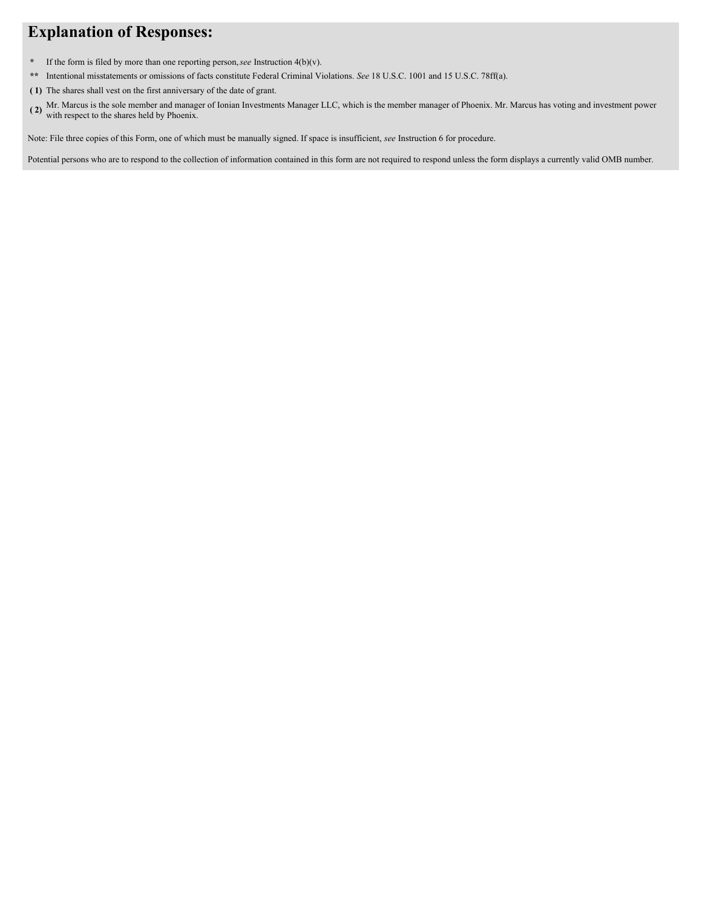# Explanation of Responses:

\* If the form is filed by more than one reporting person, *see* Instruction 4(b)(v).

\*\* Intentional misstatements or omissions of facts constitute Federal Criminal Violations. *See* 18 U.S.C. 1001 and 15 U.S.C. 78ff(a).

**( 1)** The shares shall vest on the first anniversary of the date of grant.

**( 2)** Mr. Marcus is the sole member and manager of Ionian Investments Manager LLC, which is the member manager of Phoenix. Mr. Marcus has voting and investment power with respect to the shares held by Phoenix.

Note: File three copies of this Form, one of which must be manually signed. If space is insufficient, *see* Instruction 6 for procedure.

Potential persons who are to respond to the collection of information contained in this form are not required to respond unless the form displays a currently valid OMB number.